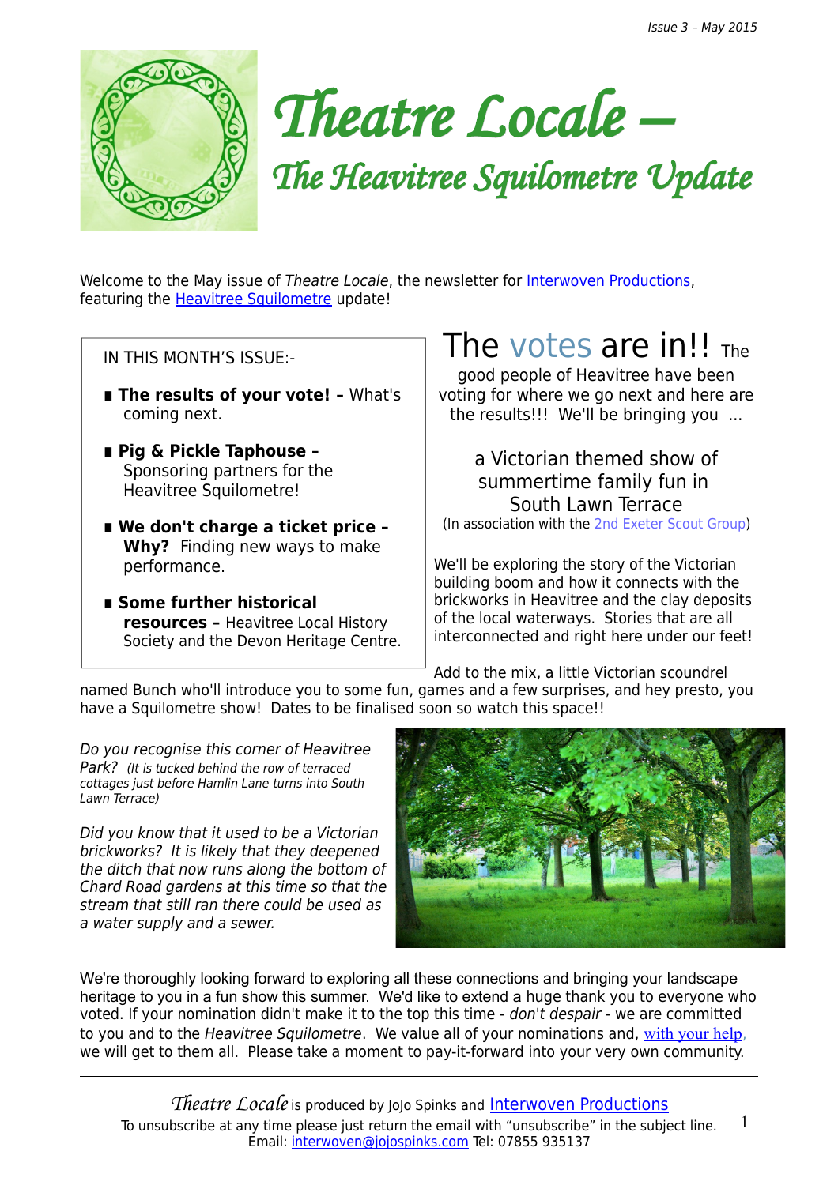# Theatre Locale –

## The Heavitree Squilometre Update

Welcome to the May issue of *Theatre Locale*, the newsletter for Interwoven Productions, featuring the Heavitree Squilometre update!

IN THIS MONTH'S ISSUE:-

- **The results of your vote! –** What's coming next.
- **Pig & Pickle Taphouse –** Sponsoring partners for the Heavitree Squilometre!
- **We don't charge a ticket price – Why?** Finding new ways to make performance.
- **Some further historical resources –** Heavitree Local History Society and the Devon Heritage Centre.

## The votes are in!!

The good people of Heavitree have been voting for where we go next and here are the results!!! We'll be bringing you ...

a Victorian themed show of summertime family fun in South Lawn Terrace

(In association with the 2nd Exeter Scout Group)

We'll be exploring the story of the Victorian building boom and how it connects with the brickworks in Heavitree and the clay deposits of the local waterways. Stories that are all interconnected and right here under our feet!

Add to the mix, a little Victorian scoundrel named Bunch who'll introduce you to some fun, games and a few surprises, and hey presto, you have a Squilometre show! Dates to be finalised soon so watch this space!!

*Do you recognise this corner of Heavitree Park? (It is tucked behind the row of terraced cottages just before Hamlin Lane turns into South Lawn Terrace)*

*Did you know that it used to be a Victorian brickworks? It is likely that they deepened the ditch that now runs along the bottom of the Chard Road gardens at this time so that the stream that still ran there could be used as a water supply and a sewer.*

We're thoroughly looking forward to exploring all these connections and bringing your landscape heritage to you in a fun show this summer. We'd like to extend a huge thank you to everyone who voted. If your nomination didn't make it to the top this time - *don't despair* - we are committed to you and to the *Heavitree Squilometre*. We value all of your nominations and, with your help, we will get to them all. Please take a moment to pay-it-forward into your very own community.

---

*Theatre Locale* is produced by JoJo Spinks and Interwoven Productions

To unsubscribe at any time please just return the email with "unsubscribe" in the subject line.
Email: interwoven@jojospinks.com Tel: 07855 935137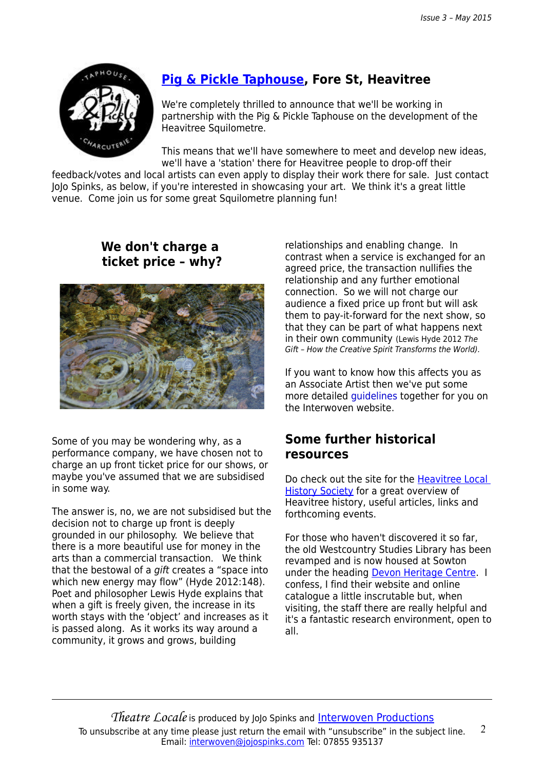## [Pig & Pickle Taphouse](), Fore St, Heavitree

We're completely thrilled to announce that we'll be working in partnership with the Pig & Pickle Taphouse on the development of the Heavitree Squilometre.

This means that we'll have somewhere to meet and develop new ideas, we'll have a 'station' there for Heavitree people to drop-off their feedback/votes and local artists can even apply to display their work there for sale. Just contact JoJo Spinks, as below, if you're interested in showcasing your art. We think it's a great little venue. Come join us for some great Squilometre planning fun!

## We don't charge a ticket price – why?

Some of you may be wondering why, as a performance company, we have chosen not to charge an up front ticket price for our shows, or maybe you've assumed that we are subsidised in some way.

The answer is, no, we are not subsidised but the decision not to charge up front is deeply grounded in our philosophy. We believe that there is a more beautiful use for money in the arts than a commercial transaction. We think that the bestowal of a *gift* creates a "space into which new energy may flow" (Hyde 2012:148). Poet and philosopher Lewis Hyde explains that when a gift is freely given, the increase in its worth stays with the 'object' and increases as it is passed along. As it works its way around a community, it grows and grows, building relationships and enabling change. In contrast when a service is exchanged for an agreed price, the transaction nullifies the relationship and any further emotional connection. So we will not charge our audience a fixed price up front but will ask them to pay-it-forward for the next show, so that they can be part of what happens next in their own community (Lewis Hyde 2012 *The Gift – How the Creative Spirit Transforms the World).*

If you want to know how this affects you as an Associate Artist then we've put some more detailed guidelines together for you on the Interwoven website.

## Some further historical resources

Do check out the site for the [Heavitree Local History Society]() for a great overview of Heavitree history, useful articles, links and forthcoming events.

For those who haven't discovered it so far, the old Westcountry Studies Library has been revamped and is now housed at Sowton under the heading [Devon Heritage Centre](). I confess, I find their website and online catalogue a little inscrutable but, when visiting, the staff there are really helpful and it's a fantastic research environment, open to all.

---

*Theatre Locale* is produced by JoJo Spinks and [Interwoven Productions]()

To unsubscribe at any time please just return the email with "unsubscribe" in the subject line.

Email: interwoven@jojospinks.com Tel: 07855 935137